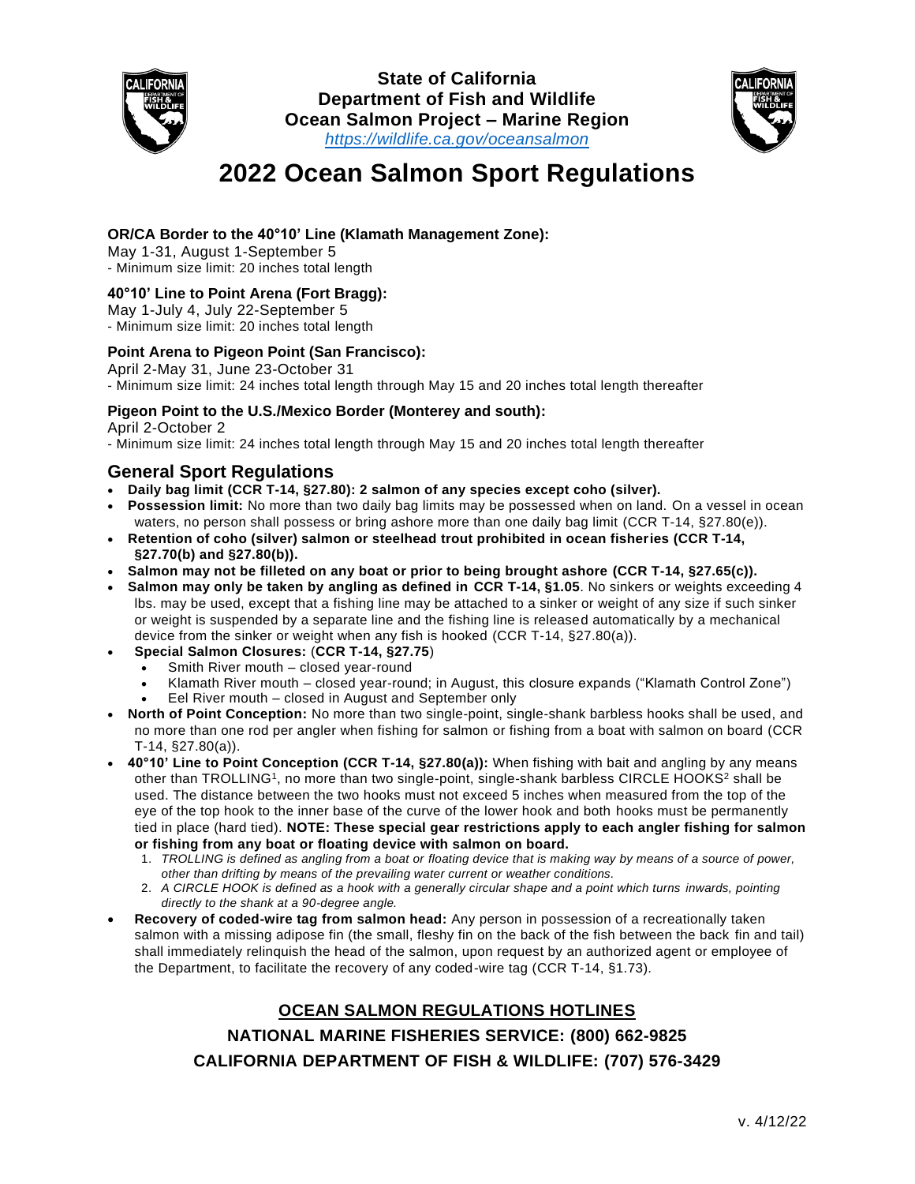**State of California**
**Department of Fish and Wildlife**
**Ocean Salmon Project – Marine Region**
*https://wildlife.ca.gov/oceansalmon*

# 2022 Ocean Salmon Sport Regulations

**OR/CA Border to the 40°10' Line (Klamath Management Zone):**
May 1-31, August 1-September 5
- Minimum size limit: 20 inches total length

**40°10' Line to Point Arena (Fort Bragg):**
May 1-July 4, July 22-September 5
- Minimum size limit: 20 inches total length

**Point Arena to Pigeon Point (San Francisco):**
April 2-May 31, June 23-October 31
- Minimum size limit: 24 inches total length through May 15 and 20 inches total length thereafter

**Pigeon Point to the U.S./Mexico Border (Monterey and south):**
April 2-October 2
- Minimum size limit: 24 inches total length through May 15 and 20 inches total length thereafter

## General Sport Regulations

- **Daily bag limit (CCR T-14, §27.80): 2 salmon of any species except coho (silver).**
- **Possession limit:** No more than two daily bag limits may be possessed when on land. On a vessel in ocean waters, no person shall possess or bring ashore more than one daily bag limit (CCR T-14, §27.80(e)).
- **Retention of coho (silver) salmon or steelhead trout prohibited in ocean fisheries (CCR T-14, §27.70(b) and §27.80(b)).**
- **Salmon may not be filleted on any boat or prior to being brought ashore (CCR T-14, §27.65(c)).**
- **Salmon may only be taken by angling as defined in CCR T-14, §1.05**. No sinkers or weights exceeding 4 lbs. may be used, except that a fishing line may be attached to a sinker or weight of any size if such sinker or weight is suspended by a separate line and the fishing line is released automatically by a mechanical device from the sinker or weight when any fish is hooked (CCR T-14, §27.80(a)).
- **Special Salmon Closures:** (**CCR T-14, §27.75**)
  - Smith River mouth – closed year-round
  - Klamath River mouth – closed year-round; in August, this closure expands ("Klamath Control Zone")
  - Eel River mouth – closed in August and September only
- **North of Point Conception:** No more than two single-point, single-shank barbless hooks shall be used, and no more than one rod per angler when fishing for salmon or fishing from a boat with salmon on board (CCR T-14, §27.80(a)).
- **40°10' Line to Point Conception (CCR T-14, §27.80(a)):** When fishing with bait and angling by any means other than TROLLING[1], no more than two single-point, single-shank barbless CIRCLE HOOKS[2] shall be used. The distance between the two hooks must not exceed 5 inches when measured from the top of the eye of the top hook to the inner base of the curve of the lower hook and both hooks must be permanently tied in place (hard tied). **NOTE: These special gear restrictions apply to each angler fishing for salmon or fishing from any boat or floating device with salmon on board.**
  1. *TROLLING is defined as angling from a boat or floating device that is making way by means of a source of power, other than drifting by means of the prevailing water current or weather conditions.*
  2. *A CIRCLE HOOK is defined as a hook with a generally circular shape and a point which turns inwards, pointing directly to the shank at a 90-degree angle.*
- **Recovery of coded-wire tag from salmon head:** Any person in possession of a recreationally taken salmon with a missing adipose fin (the small, fleshy fin on the back of the fish between the back fin and tail) shall immediately relinquish the head of the salmon, upon request by an authorized agent or employee of the Department, to facilitate the recovery of any coded-wire tag (CCR T-14, §1.73).

**OCEAN SALMON REGULATIONS HOTLINES**

**NATIONAL MARINE FISHERIES SERVICE: (800) 662-9825**

**CALIFORNIA DEPARTMENT OF FISH & WILDLIFE: (707) 576-3429**

v. 4/12/22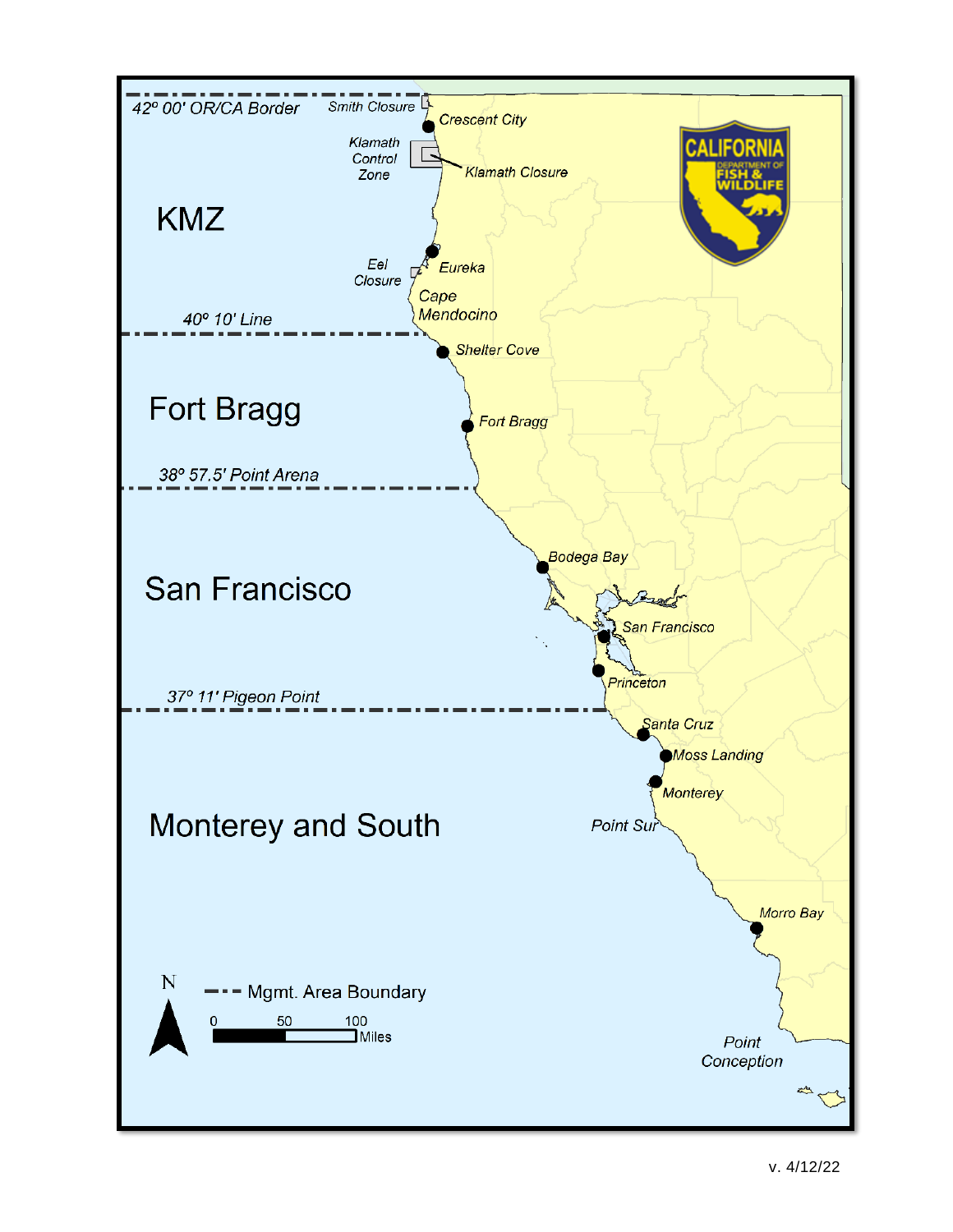42° 00' OR/CA Border

Smith Closure

Crescent City

Klamath Control Zone

Klamath Closure

KMZ

Eureka

Eel Closure

Cape Mendocino

40° 10' Line

Shelter Cove

Fort Bragg

Fort Bragg

38° 57.5' Point Arena

Bodega Bay

San Francisco

San Francisco

Princeton

37° 11' Pigeon Point

Santa Cruz

Moss Landing

Monterey

Monterey and South

Point Sur

Morro Bay

Point Conception

CALIFORNIA DEPARTMENT OF FISH & WILDLIFE

N

Mgmt. Area Boundary

0 50 100 Miles

v. 4/12/22